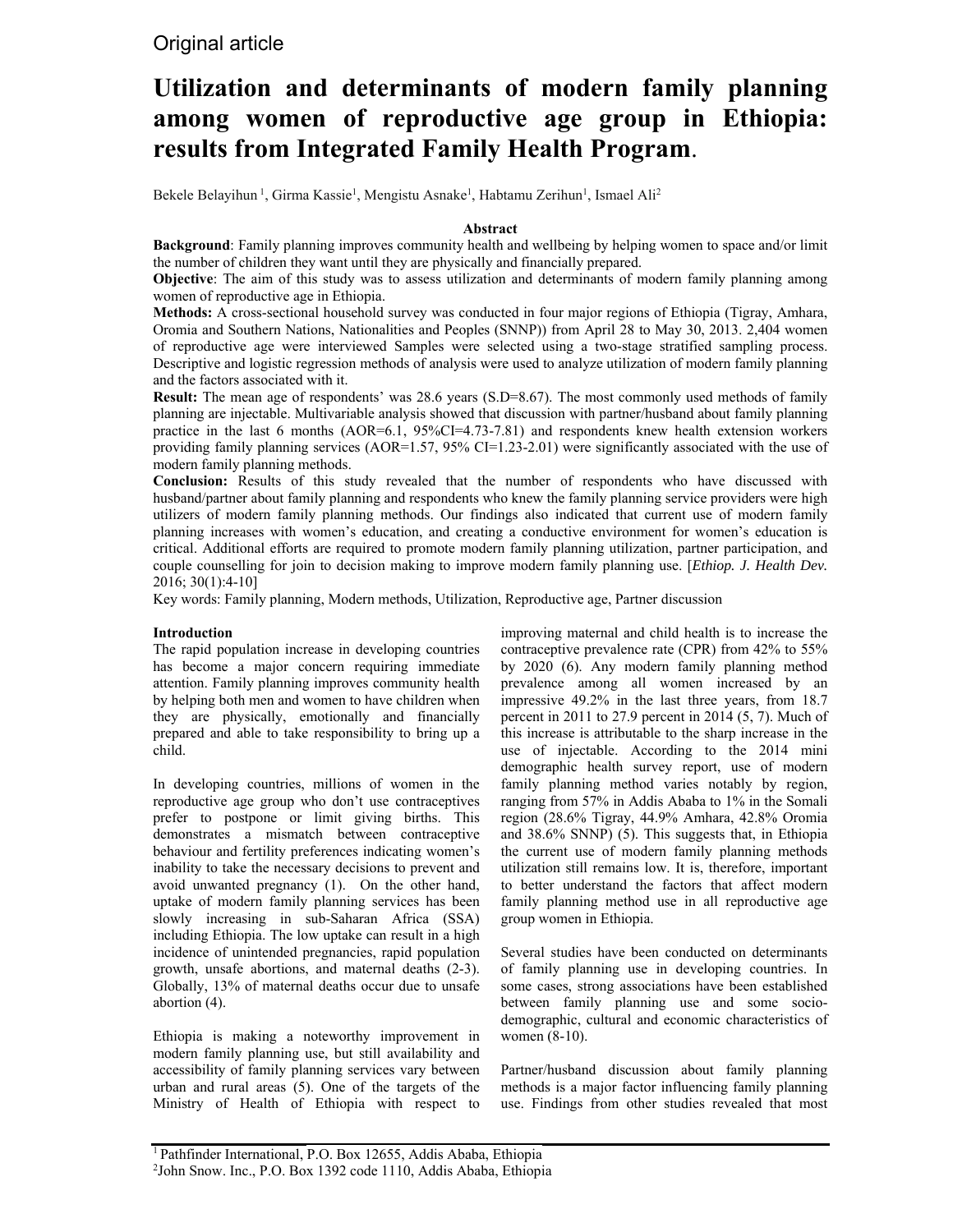Original article

# Utilization and determinants of modern family planning among women of reproductive age group in Ethiopia: results from Integrated Family Health Program.

Bekele Belayihun [1], Girma Kassie[1], Mengistu Asnake[1], Habtamu Zerihun[1], Ismael Ali[2]

## Abstract

**Background**: Family planning improves community health and wellbeing by helping women to space and/or limit the number of children they want until they are physically and financially prepared.

**Objective**: The aim of this study was to assess utilization and determinants of modern family planning among women of reproductive age in Ethiopia.

**Methods:** A cross-sectional household survey was conducted in four major regions of Ethiopia (Tigray, Amhara, Oromia and Southern Nations, Nationalities and Peoples (SNNP)) from April 28 to May 30, 2013. 2,404 women of reproductive age were interviewed Samples were selected using a two-stage stratified sampling process. Descriptive and logistic regression methods of analysis were used to analyze utilization of modern family planning and the factors associated with it.

**Result:** The mean age of respondents' was 28.6 years (S.D=8.67). The most commonly used methods of family planning are injectable. Multivariable analysis showed that discussion with partner/husband about family planning practice in the last 6 months (AOR=6.1, 95%CI=4.73-7.81) and respondents knew health extension workers providing family planning services (AOR=1.57, 95% CI=1.23-2.01) were significantly associated with the use of modern family planning methods.

**Conclusion:** Results of this study revealed that the number of respondents who have discussed with husband/partner about family planning and respondents who knew the family planning service providers were high utilizers of modern family planning methods. Our findings also indicated that current use of modern family planning increases with women's education, and creating a conductive environment for women's education is critical. Additional efforts are required to promote modern family planning utilization, partner participation, and couple counselling for join to decision making to improve modern family planning use. [*Ethiop. J. Health Dev.* 2016; 30(1):4-10]

Key words: Family planning, Modern methods, Utilization, Reproductive age, Partner discussion

## Introduction

The rapid population increase in developing countries has become a major concern requiring immediate attention. Family planning improves community health by helping both men and women to have children when they are physically, emotionally and financially prepared and able to take responsibility to bring up a child.

In developing countries, millions of women in the reproductive age group who don't use contraceptives prefer to postpone or limit giving births. This demonstrates a mismatch between contraceptive behaviour and fertility preferences indicating women's inability to take the necessary decisions to prevent and avoid unwanted pregnancy (1). On the other hand, uptake of modern family planning services has been slowly increasing in sub-Saharan Africa (SSA) including Ethiopia. The low uptake can result in a high incidence of unintended pregnancies, rapid population growth, unsafe abortions, and maternal deaths (2-3). Globally, 13% of maternal deaths occur due to unsafe abortion (4).

Ethiopia is making a noteworthy improvement in modern family planning use, but still availability and accessibility of family planning services vary between urban and rural areas (5). One of the targets of the Ministry of Health of Ethiopia with respect to improving maternal and child health is to increase the contraceptive prevalence rate (CPR) from 42% to 55% by 2020 (6). Any modern family planning method prevalence among all women increased by an impressive 49.2% in the last three years, from 18.7 percent in 2011 to 27.9 percent in 2014 (5, 7). Much of this increase is attributable to the sharp increase in the use of injectable. According to the 2014 mini demographic health survey report, use of modern family planning method varies notably by region, ranging from 57% in Addis Ababa to 1% in the Somali region (28.6% Tigray, 44.9% Amhara, 42.8% Oromia and 38.6% SNNP) (5). This suggests that, in Ethiopia the current use of modern family planning methods utilization still remains low. It is, therefore, important to better understand the factors that affect modern family planning method use in all reproductive age group women in Ethiopia.

Several studies have been conducted on determinants of family planning use in developing countries. In some cases, strong associations have been established between family planning use and some socio-demographic, cultural and economic characteristics of women (8-10).

Partner/husband discussion about family planning methods is a major factor influencing family planning use. Findings from other studies revealed that most

[1] Pathfinder International, P.O. Box 12655, Addis Ababa, Ethiopia
[2] John Snow. Inc., P.O. Box 1392 code 1110, Addis Ababa, Ethiopia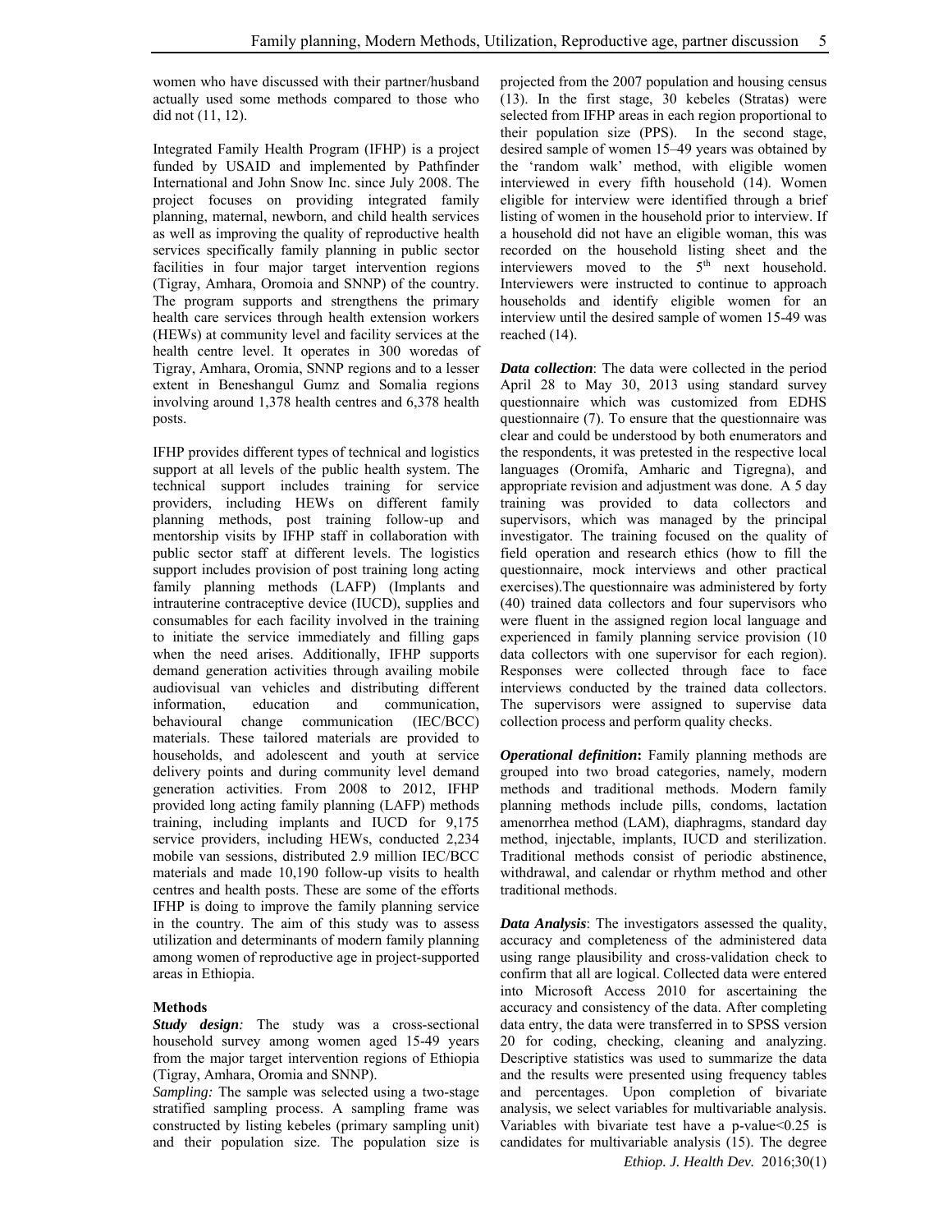women who have discussed with their partner/husband actually used some methods compared to those who did not (11, 12).

Integrated Family Health Program (IFHP) is a project funded by USAID and implemented by Pathfinder International and John Snow Inc. since July 2008. The project focuses on providing integrated family planning, maternal, newborn, and child health services as well as improving the quality of reproductive health services specifically family planning in public sector facilities in four major target intervention regions (Tigray, Amhara, Oromoia and SNNP) of the country. The program supports and strengthens the primary health care services through health extension workers (HEWs) at community level and facility services at the health centre level. It operates in 300 woredas of Tigray, Amhara, Oromia, SNNP regions and to a lesser extent in Beneshangul Gumz and Somalia regions involving around 1,378 health centres and 6,378 health posts.

IFHP provides different types of technical and logistics support at all levels of the public health system. The technical support includes training for service providers, including HEWs on different family planning methods, post training follow-up and mentorship visits by IFHP staff in collaboration with public sector staff at different levels. The logistics support includes provision of post training long acting family planning methods (LAFP) (Implants and intrauterine contraceptive device (IUCD), supplies and consumables for each facility involved in the training to initiate the service immediately and filling gaps when the need arises. Additionally, IFHP supports demand generation activities through availing mobile audiovisual van vehicles and distributing different information, education and communication, behavioural change communication (IEC/BCC) materials. These tailored materials are provided to households, and adolescent and youth at service delivery points and during community level demand generation activities. From 2008 to 2012, IFHP provided long acting family planning (LAFP) methods training, including implants and IUCD for 9,175 service providers, including HEWs, conducted 2,234 mobile van sessions, distributed 2.9 million IEC/BCC materials and made 10,190 follow-up visits to health centres and health posts. These are some of the efforts IFHP is doing to improve the family planning service in the country. The aim of this study was to assess utilization and determinants of modern family planning among women of reproductive age in project-supported areas in Ethiopia.

## Methods

***Study design:*** The study was a cross-sectional household survey among women aged 15-49 years from the major target intervention regions of Ethiopia (Tigray, Amhara, Oromia and SNNP).

*Sampling:* The sample was selected using a two-stage stratified sampling process. A sampling frame was constructed by listing kebeles (primary sampling unit) and their population size. The population size is projected from the 2007 population and housing census (13). In the first stage, 30 kebeles (Stratas) were selected from IFHP areas in each region proportional to their population size (PPS). In the second stage, desired sample of women 15–49 years was obtained by the 'random walk' method, with eligible women interviewed in every fifth household (14). Women eligible for interview were identified through a brief listing of women in the household prior to interview. If a household did not have an eligible woman, this was recorded on the household listing sheet and the interviewers moved to the 5th next household. Interviewers were instructed to continue to approach households and identify eligible women for an interview until the desired sample of women 15-49 was reached (14).

***Data collection***: The data were collected in the period April 28 to May 30, 2013 using standard survey questionnaire which was customized from EDHS questionnaire (7). To ensure that the questionnaire was clear and could be understood by both enumerators and the respondents, it was pretested in the respective local languages (Oromifa, Amharic and Tigregna), and appropriate revision and adjustment was done. A 5 day training was provided to data collectors and supervisors, which was managed by the principal investigator. The training focused on the quality of field operation and research ethics (how to fill the questionnaire, mock interviews and other practical exercises).The questionnaire was administered by forty (40) trained data collectors and four supervisors who were fluent in the assigned region local language and experienced in family planning service provision (10 data collectors with one supervisor for each region). Responses were collected through face to face interviews conducted by the trained data collectors. The supervisors were assigned to supervise data collection process and perform quality checks.

***Operational definition*:** Family planning methods are grouped into two broad categories, namely, modern methods and traditional methods. Modern family planning methods include pills, condoms, lactation amenorrhea method (LAM), diaphragms, standard day method, injectable, implants, IUCD and sterilization. Traditional methods consist of periodic abstinence, withdrawal, and calendar or rhythm method and other traditional methods.

***Data Analysis***: The investigators assessed the quality, accuracy and completeness of the administered data using range plausibility and cross-validation check to confirm that all are logical. Collected data were entered into Microsoft Access 2010 for ascertaining the accuracy and consistency of the data. After completing data entry, the data were transferred in to SPSS version 20 for coding, checking, cleaning and analyzing. Descriptive statistics was used to summarize the data and the results were presented using frequency tables and percentages. Upon completion of bivariate analysis, we select variables for multivariable analysis. Variables with bivariate test have a p-value<0.25 is candidates for multivariable analysis (15). The degree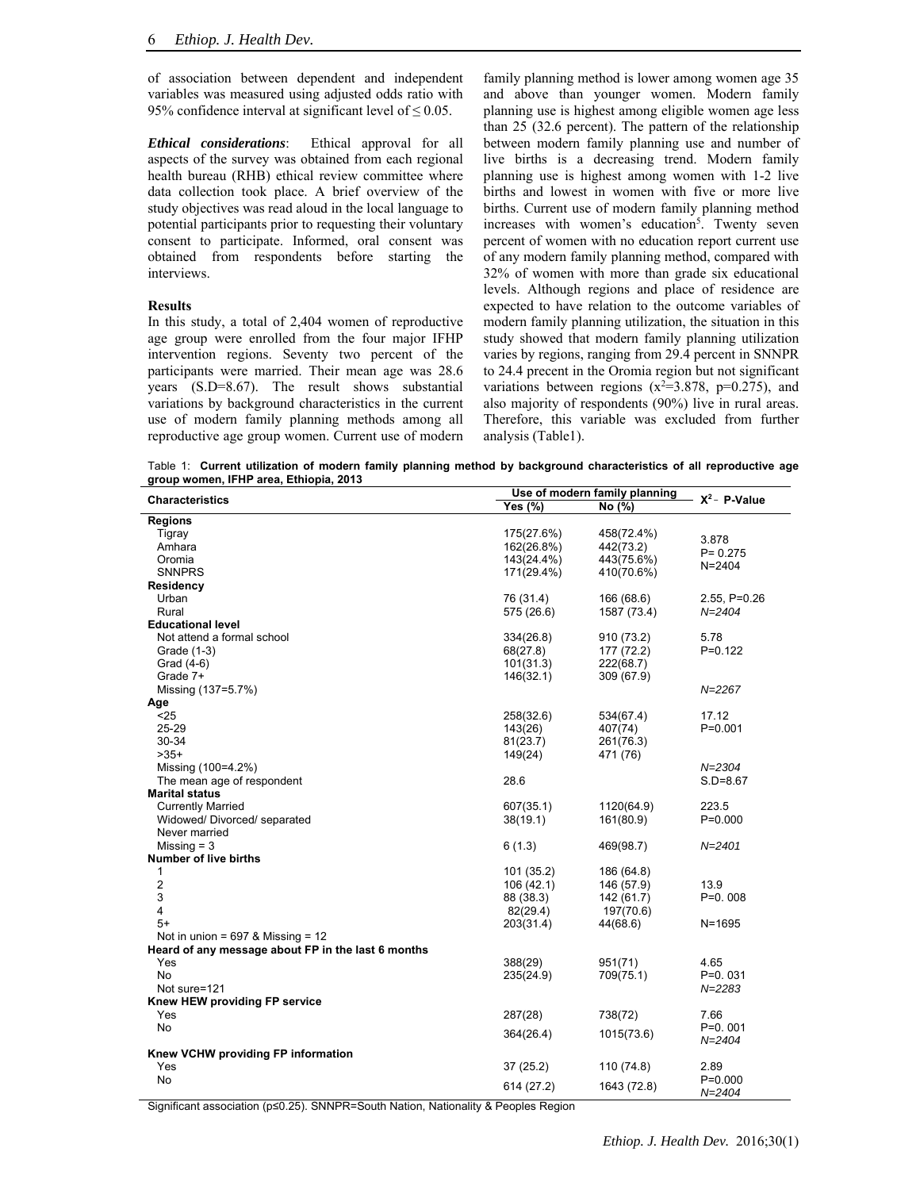of association between dependent and independent variables was measured using adjusted odds ratio with 95% confidence interval at significant level of ≤ 0.05.

***Ethical considerations***: Ethical approval for all aspects of the survey was obtained from each regional health bureau (RHB) ethical review committee where data collection took place. A brief overview of the study objectives was read aloud in the local language to potential participants prior to requesting their voluntary consent to participate. Informed, oral consent was obtained from respondents before starting the interviews.

**Results**

In this study, a total of 2,404 women of reproductive age group were enrolled from the four major IFHP intervention regions. Seventy two percent of the participants were married. Their mean age was 28.6 years (S.D=8.67). The result shows substantial variations by background characteristics in the current use of modern family planning methods among all reproductive age group women. Current use of modern family planning method is lower among women age 35 and above than younger women. Modern family planning use is highest among eligible women age less than 25 (32.6 percent). The pattern of the relationship between modern family planning use and number of live births is a decreasing trend. Modern family planning use is highest among women with 1-2 live births and lowest in women with five or more live births. Current use of modern family planning method increases with women's education[5]. Twenty seven percent of women with no education report current use of any modern family planning method, compared with 32% of women with more than grade six educational levels. Although regions and place of residence are expected to have relation to the outcome variables of modern family planning utilization, the situation in this study showed that modern family planning utilization varies by regions, ranging from 29.4 percent in SNNPR to 24.4 precent in the Oromia region but not significant variations between regions ($x^2$=3.878, p=0.275), and also majority of respondents (90%) live in rural areas. Therefore, this variable was excluded from further analysis (Table1).

Table 1: **Current utilization of modern family planning method by background characteristics of all reproductive age group women, IFHP area, Ethiopia, 2013**

| Characteristics | Use of modern family planning | | $X^2$ - P-Value |
|---|---|---|---|
| | Yes (%) | No (%) | |
| **Regions** | | | |
| Tigray | 175(27.6%) | 458(72.4%) | 3.878 |
| Amhara | 162(26.8%) | 442(73.2) | P= 0.275 |
| Oromia | 143(24.4%) | 443(75.6%) | N=2404 |
| SNNPRS | 171(29.4%) | 410(70.6%) | |
| **Residency** | | | |
| Urban | 76 (31.4) | 166 (68.6) | 2.55, P=0.26 |
| Rural | 575 (26.6) | 1587 (73.4) | *N=2404* |
| **Educational level** | | | |
| Not attend a formal school | 334(26.8) | 910 (73.2) | 5.78 |
| Grade (1-3) | 68(27.8) | 177 (72.2) | P=0.122 |
| Grad (4-6) | 101(31.3) | 222(68.7) | |
| Grade 7+ | 146(32.1) | 309 (67.9) | |
| Missing (137=5.7%) | | | *N=2267* |
| **Age** | | | |
| <25 | 258(32.6) | 534(67.4) | 17.12 |
| 25-29 | 143(26) | 407(74) | P=0.001 |
| 30-34 | 81(23.7) | 261(76.3) | |
| >35+ | 149(24) | 471 (76) | |
| Missing (100=4.2%) | | | *N=2304* |
| The mean age of respondent | 28.6 | | S.D=8.67 |
| **Marital status** | | | |
| Currently Married | 607(35.1) | 1120(64.9) | 223.5 |
| Widowed/ Divorced/ separated | 38(19.1) | 161(80.9) | P=0.000 |
| Never married | | | |
| Missing = 3 | 6 (1.3) | 469(98.7) | *N=2401* |
| **Number of live births** | | | |
| 1 | 101 (35.2) | 186 (64.8) | |
| 2 | 106 (42.1) | 146 (57.9) | 13.9 |
| 3 | 88 (38.3) | 142 (61.7) | P=0. 008 |
| 4 | 82(29.4) | 197(70.6) | |
| 5+ | 203(31.4) | 44(68.6) | N=1695 |
| Not in union = 697 & Missing = 12 | | | |
| **Heard of any message about FP in the last 6 months** | | | |
| Yes | 388(29) | 951(71) | 4.65 |
| No | 235(24.9) | 709(75.1) | P=0. 031 |
| Not sure=121 | | | *N=2283* |
| **Knew HEW providing FP service** | | | |
| Yes | 287(28) | 738(72) | 7.66 |
| No | 364(26.4) | 1015(73.6) | P=0. 001 *N=2404* |
| **Knew VCHW providing FP information** | | | |
| Yes | 37 (25.2) | 110 (74.8) | 2.89 |
| No | 614 (27.2) | 1643 (72.8) | P=0.000 *N=2404* |

Significant association (p≤0.25). SNNPR=South Nation, Nationality & Peoples Region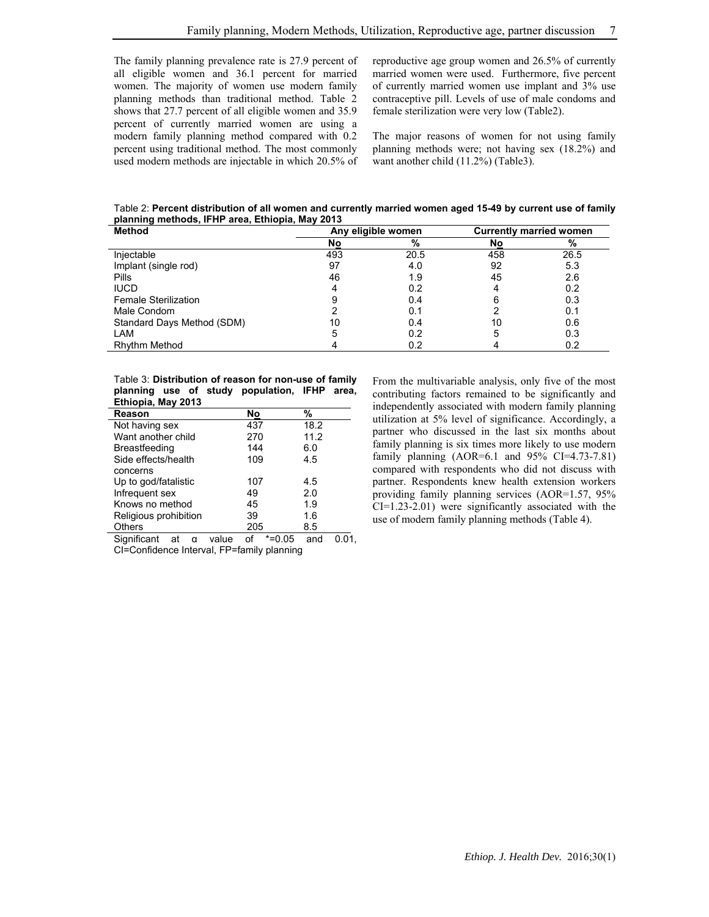The family planning prevalence rate is 27.9 percent of all eligible women and 36.1 percent for married women. The majority of women use modern family planning methods than traditional method. Table 2 shows that 27.7 percent of all eligible women and 35.9 percent of currently married women are using a modern family planning method compared with 0.2 percent using traditional method. The most commonly used modern methods are injectable in which 20.5% of reproductive age group women and 26.5% of currently married women were used. Furthermore, five percent of currently married women use implant and 3% use contraceptive pill. Levels of use of male condoms and female sterilization were very low (Table2).

The major reasons of women for not using family planning methods were; not having sex (18.2%) and want another child (11.2%) (Table3).

Table 2: **Percent distribution of all women and currently married women aged 15-49 by current use of family planning methods, IFHP area, Ethiopia, May 2013**

| Method | Any eligible women | | Currently married women | |
|---|---|---|---|---|
| | No | % | No | % |
| Injectable | 493 | 20.5 | 458 | 26.5 |
| Implant (single rod) | 97 | 4.0 | 92 | 5.3 |
| Pills | 46 | 1.9 | 45 | 2.6 |
| IUCD | 4 | 0.2 | 4 | 0.2 |
| Female Sterilization | 9 | 0.4 | 6 | 0.3 |
| Male Condom | 2 | 0.1 | 2 | 0.1 |
| Standard Days Method (SDM) | 10 | 0.4 | 10 | 0.6 |
| LAM | 5 | 0.2 | 5 | 0.3 |
| Rhythm Method | 4 | 0.2 | 4 | 0.2 |

Table 3: **Distribution of reason for non-use of family planning use of study population, IFHP area, Ethiopia, May 2013**

| Reason | No | % |
|---|---|---|
| Not having sex | 437 | 18.2 |
| Want another child | 270 | 11.2 |
| Breastfeeding | 144 | 6.0 |
| Side effects/health concerns | 109 | 4.5 |
| Up to god/fatalistic | 107 | 4.5 |
| Infrequent sex | 49 | 2.0 |
| Knows no method | 45 | 1.9 |
| Religious prohibition | 39 | 1.6 |
| Others | 205 | 8.5 |

Significant at α value of *=0.05 and 0.01, CI=Confidence Interval, FP=family planning

From the multivariable analysis, only five of the most contributing factors remained to be significantly and independently associated with modern family planning utilization at 5% level of significance. Accordingly, a partner who discussed in the last six months about family planning is six times more likely to use modern family planning (AOR=6.1 and 95% CI=4.73-7.81) compared with respondents who did not discuss with partner. Respondents knew health extension workers providing family planning services (AOR=1.57, 95% CI=1.23-2.01) were significantly associated with the use of modern family planning methods (Table 4).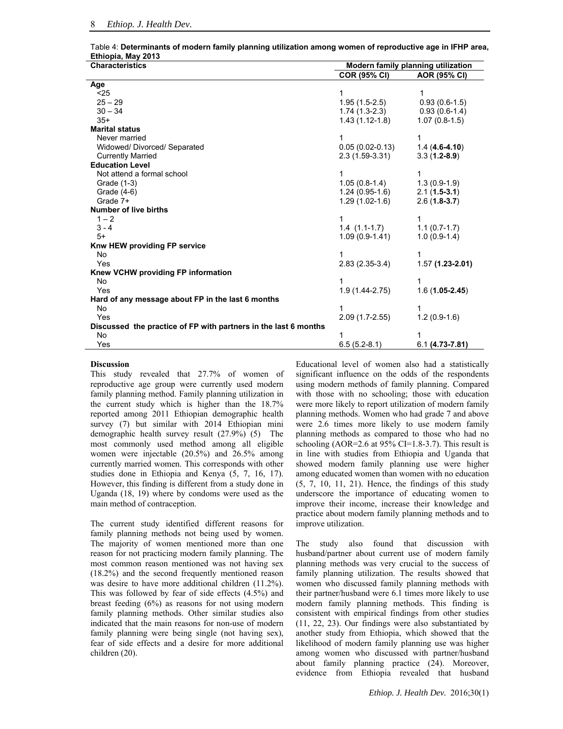Table 4: **Determinants of modern family planning utilization among women of reproductive age in IFHP area, Ethiopia, May 2013**

| Characteristics | Modern family planning utilization | |
|---|---|---|
| | COR (95% CI) | AOR (95% CI) |
| **Age** | | |
| <25 | 1 | 1 |
| 25 – 29 | 1.95 (1.5-2.5) | 0.93 (0.6-1.5) |
| 30 – 34 | 1.74 (1.3-2.3) | 0.93 (0.6-1.4) |
| 35+ | 1.43 (1.12-1.8) | 1.07 (0.8-1.5) |
| **Marital status** | | |
| Never married | 1 | 1 |
| Widowed/ Divorced/ Separated | 0.05 (0.02-0.13) | 1.4 (**4.6-4.10**) |
| Currently Married | 2.3 (1.59-3.31) | 3.3 (**1.2-8.9**) |
| **Education Level** | | |
| Not attend a formal school | 1 | 1 |
| Grade (1-3) | 1.05 (0.8-1.4) | 1.3 (0.9-1.9) |
| Grade (4-6) | 1.24 (0.95-1.6) | 2.1 (**1.5-3.1**) |
| Grade 7+ | 1.29 (1.02-1.6) | 2.6 (**1.8-3.7**) |
| **Number of live births** | | |
| 1 – 2 | 1 | 1 |
| 3 - 4 | 1.4 (1.1-1.7) | 1.1 (0.7-1.7) |
| 5+ | 1.09 (0.9-1.41) | 1.0 (0.9-1.4) |
| **Knw HEW providing FP service** | | |
| No | 1 | 1 |
| Yes | 2.83 (2.35-3.4) | 1.57 (**1.23-2.01**) |
| **Knew VCHW providing FP information** | | |
| No | 1 | 1 |
| Yes | 1.9 (1.44-2.75) | 1.6 (**1.05-2.45**) |
| **Hard of any message about FP in the last 6 months** | | |
| No | 1 | 1 |
| Yes | 2.09 (1.7-2.55) | 1.2 (0.9-1.6) |
| **Discussed the practice of FP with partners in the last 6 months** | | |
| No | 1 | 1 |
| Yes | 6.5 (5.2-8.1) | 6.1 (**4.73-7.81**) |

## Discussion

This study revealed that 27.7% of women of reproductive age group were currently used modern family planning method. Family planning utilization in the current study which is higher than the 18.7% reported among 2011 Ethiopian demographic health survey (7) but similar with 2014 Ethiopian mini demographic health survey result (27.9%) (5) The most commonly used method among all eligible women were injectable (20.5%) and 26.5% among currently married women. This corresponds with other studies done in Ethiopia and Kenya (5, 7, 16, 17). However, this finding is different from a study done in Uganda (18, 19) where by condoms were used as the main method of contraception.

The current study identified different reasons for family planning methods not being used by women. The majority of women mentioned more than one reason for not practicing modern family planning. The most common reason mentioned was not having sex (18.2%) and the second frequently mentioned reason was desire to have more additional children (11.2%). This was followed by fear of side effects (4.5%) and breast feeding (6%) as reasons for not using modern family planning methods. Other similar studies also indicated that the main reasons for non-use of modern family planning were being single (not having sex), fear of side effects and a desire for more additional children (20).

Educational level of women also had a statistically significant influence on the odds of the respondents using modern methods of family planning. Compared with those with no schooling; those with education were more likely to report utilization of modern family planning methods. Women who had grade 7 and above were 2.6 times more likely to use modern family planning methods as compared to those who had no schooling (AOR=2.6 at 95% CI=1.8-3.7). This result is in line with studies from Ethiopia and Uganda that showed modern family planning use were higher among educated women than women with no education (5, 7, 10, 11, 21). Hence, the findings of this study underscore the importance of educating women to improve their income, increase their knowledge and practice about modern family planning methods and to improve utilization.

The study also found that discussion with husband/partner about current use of modern family planning methods was very crucial to the success of family planning utilization. The results showed that women who discussed family planning methods with their partner/husband were 6.1 times more likely to use modern family planning methods. This finding is consistent with empirical findings from other studies (11, 22, 23). Our findings were also substantiated by another study from Ethiopia, which showed that the likelihood of modern family planning use was higher among women who discussed with partner/husband about family planning practice (24). Moreover, evidence from Ethiopia revealed that husband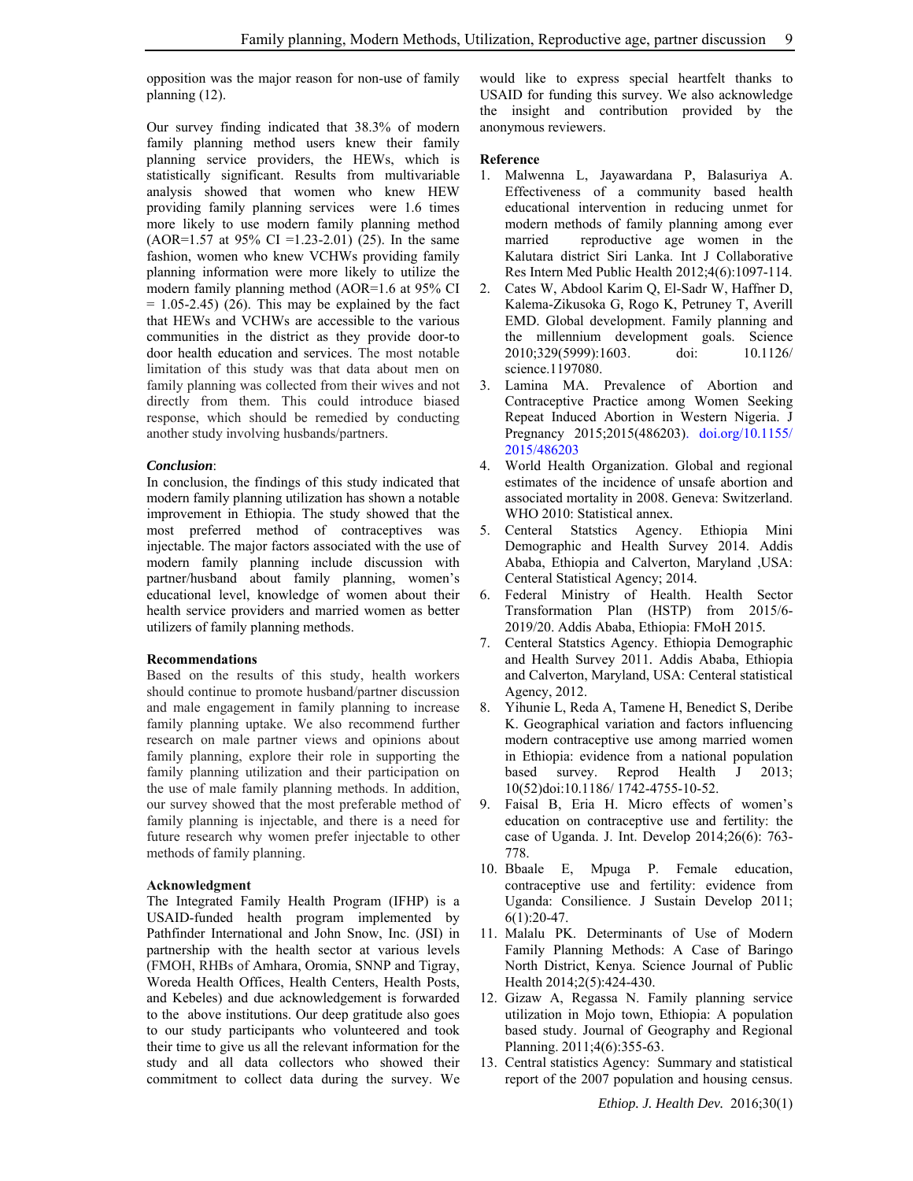opposition was the major reason for non-use of family planning (12).

Our survey finding indicated that 38.3% of modern family planning method users knew their family planning service providers, the HEWs, which is statistically significant. Results from multivariable analysis showed that women who knew HEW providing family planning services were 1.6 times more likely to use modern family planning method (AOR=1.57 at 95% CI =1.23-2.01) (25). In the same fashion, women who knew VCHWs providing family planning information were more likely to utilize the modern family planning method (AOR=1.6 at 95% CI = 1.05-2.45) (26). This may be explained by the fact that HEWs and VCHWs are accessible to the various communities in the district as they provide door-to door health education and services. The most notable limitation of this study was that data about men on family planning was collected from their wives and not directly from them. This could introduce biased response, which should be remedied by conducting another study involving husbands/partners.

***Conclusion***:

In conclusion, the findings of this study indicated that modern family planning utilization has shown a notable improvement in Ethiopia. The study showed that the most preferred method of contraceptives was injectable. The major factors associated with the use of modern family planning include discussion with partner/husband about family planning, women's educational level, knowledge of women about their health service providers and married women as better utilizers of family planning methods.

**Recommendations**

Based on the results of this study, health workers should continue to promote husband/partner discussion and male engagement in family planning to increase family planning uptake. We also recommend further research on male partner views and opinions about family planning, explore their role in supporting the family planning utilization and their participation on the use of male family planning methods. In addition, our survey showed that the most preferable method of family planning is injectable, and there is a need for future research why women prefer injectable to other methods of family planning.

**Acknowledgment**

The Integrated Family Health Program (IFHP) is a USAID-funded health program implemented by Pathfinder International and John Snow, Inc. (JSI) in partnership with the health sector at various levels (FMOH, RHBs of Amhara, Oromia, SNNP and Tigray, Woreda Health Offices, Health Centers, Health Posts, and Kebeles) and due acknowledgement is forwarded to the above institutions. Our deep gratitude also goes to our study participants who volunteered and took their time to give us all the relevant information for the study and all data collectors who showed their commitment to collect data during the survey. We would like to express special heartfelt thanks to USAID for funding this survey. We also acknowledge the insight and contribution provided by the anonymous reviewers.

**Reference**

1. Malwenna L, Jayawardana P, Balasuriya A. Effectiveness of a community based health educational intervention in reducing unmet for modern methods of family planning among ever married reproductive age women in the Kalutara district Siri Lanka. Int J Collaborative Res Intern Med Public Health 2012;4(6):1097-114.
2. Cates W, Abdool Karim Q, El-Sadr W, Haffner D, Kalema-Zikusoka G, Rogo K, Petruney T, Averill EMD. Global development. Family planning and the millennium development goals. Science 2010;329(5999):1603. doi: 10.1126/ science.1197080.
3. Lamina MA. Prevalence of Abortion and Contraceptive Practice among Women Seeking Repeat Induced Abortion in Western Nigeria. J Pregnancy 2015;2015(486203). doi.org/10.1155/ 2015/486203
4. World Health Organization. Global and regional estimates of the incidence of unsafe abortion and associated mortality in 2008. Geneva: Switzerland. WHO 2010: Statistical annex.
5. Centeral Statstics Agency. Ethiopia Mini Demographic and Health Survey 2014. Addis Ababa, Ethiopia and Calverton, Maryland ,USA: Centeral Statistical Agency; 2014.
6. Federal Ministry of Health. Health Sector Transformation Plan (HSTP) from 2015/6-2019/20. Addis Ababa, Ethiopia: FMoH 2015.
7. Centeral Statstics Agency. Ethiopia Demographic and Health Survey 2011. Addis Ababa, Ethiopia and Calverton, Maryland, USA: Centeral statistical Agency, 2012.
8. Yihunie L, Reda A, Tamene H, Benedict S, Deribe K. Geographical variation and factors influencing modern contraceptive use among married women in Ethiopia: evidence from a national population based survey. Reprod Health J 2013; 10(52)doi:10.1186/ 1742-4755-10-52.
9. Faisal B, Eria H. Micro effects of women's education on contraceptive use and fertility: the case of Uganda. J. Int. Develop 2014;26(6): 763-778.
10. Bbaale E, Mpuga P. Female education, contraceptive use and fertility: evidence from Uganda: Consilience. J Sustain Develop 2011; 6(1):20-47.
11. Malalu PK. Determinants of Use of Modern Family Planning Methods: A Case of Baringo North District, Kenya. Science Journal of Public Health 2014;2(5):424-430.
12. Gizaw A, Regassa N. Family planning service utilization in Mojo town, Ethiopia: A population based study. Journal of Geography and Regional Planning. 2011;4(6):355-63.
13. Central statistics Agency: Summary and statistical report of the 2007 population and housing census.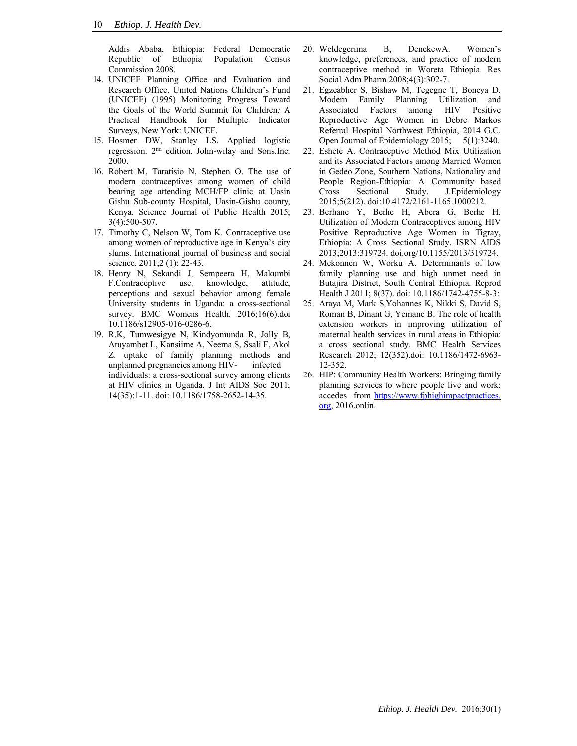Addis Ababa, Ethiopia: Federal Democratic Republic of Ethiopia Population Census Commission 2008.

14. UNICEF Planning Office and Evaluation and Research Office, United Nations Children's Fund (UNICEF) (1995) Monitoring Progress Toward the Goals of the World Summit for Children*:* A Practical Handbook for Multiple Indicator Surveys, New York: UNICEF.
15. Hosmer DW, Stanley LS. Applied logistic regression. 2nd edition. John-wilay and Sons.Inc: 2000.
16. Robert M, Taratisio N, Stephen O. The use of modern contraceptives among women of child bearing age attending MCH/FP clinic at Uasin Gishu Sub-county Hospital, Uasin-Gishu county, Kenya. Science Journal of Public Health 2015; 3(4):500-507.
17. Timothy C, Nelson W, Tom K. Contraceptive use among women of reproductive age in Kenya's city slums. International journal of business and social science. 2011;2 (1): 22-43.
18. Henry N, Sekandi J, Sempeera H, Makumbi F.Contraceptive use, knowledge, attitude, perceptions and sexual behavior among female University students in Uganda: a cross-sectional survey. BMC Womens Health. 2016;16(6).doi 10.1186/s12905-016-0286-6.
19. R.K, Tumwesigye N, Kindyomunda R, Jolly B, Atuyambet L, Kansiime A, Neema S, Ssali F, Akol Z. uptake of family planning methods and unplanned pregnancies among HIV- infected individuals: a cross-sectional survey among clients at HIV clinics in Uganda*.* J Int AIDS Soc 2011; 14(35):1-11. doi: 10.1186/1758-2652-14-35.
20. Weldegerima B, DenekewA. Women's knowledge, preferences, and practice of modern contraceptive method in Woreta Ethiopia. Res Social Adm Pharm 2008;4(3):302-7.
21. Egzeabher S, Bishaw M, Tegegne T, Boneya D. Modern Family Planning Utilization and Associated Factors among HIV Positive Reproductive Age Women in Debre Markos Referral Hospital Northwest Ethiopia, 2014 G.C. Open Journal of Epidemiology 2015; 5(1):3240.
22. Eshete A. Contraceptive Method Mix Utilization and its Associated Factors among Married Women in Gedeo Zone, Southern Nations, Nationality and People Region-Ethiopia: A Community based Cross Sectional Study. J.Epidemiology 2015;5(212). doi:10.4172/2161-1165.1000212.
23. Berhane Y, Berhe H, Abera G, Berhe H. Utilization of Modern Contraceptives among HIV Positive Reproductive Age Women in Tigray, Ethiopia: A Cross Sectional Study. ISRN AIDS 2013;2013:319724. doi.org/10.1155/2013/319724.
24. Mekonnen W, Worku A. Determinants of low family planning use and high unmet need in Butajira District, South Central Ethiopia*.* Reprod Health J 2011; 8(37). doi: 10.1186/1742-4755-8-3:
25. Araya M, Mark S,Yohannes K, Nikki S, David S, Roman B, Dinant G, Yemane B. The role of health extension workers in improving utilization of maternal health services in rural areas in Ethiopia: a cross sectional study. BMC Health Services Research 2012; 12(352).doi: 10.1186/1472-6963-12-352.
26. HIP: Community Health Workers: Bringing family planning services to where people live and work: accedes from https://www.fphighimpactpractices.org, 2016.onlin.